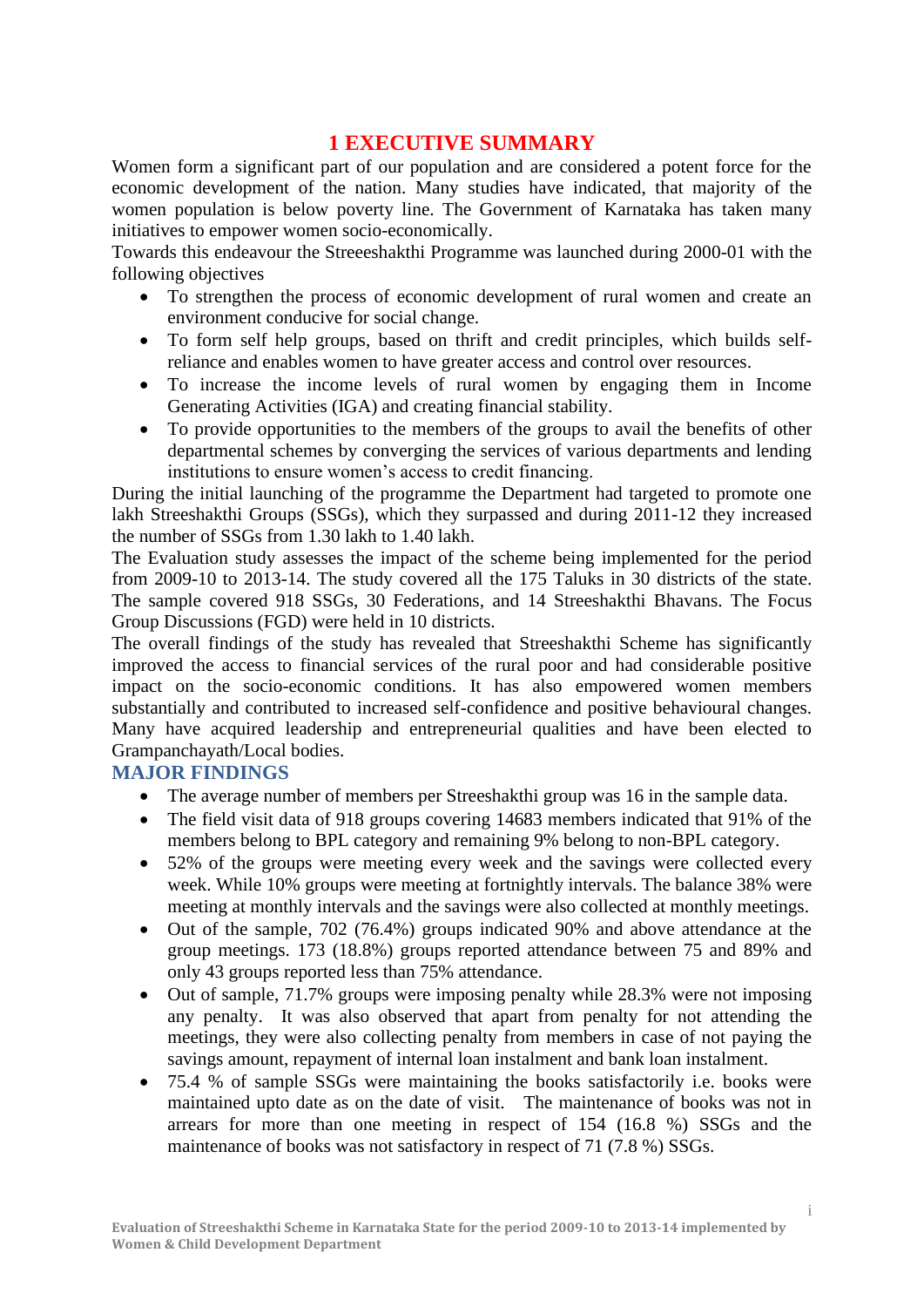# 1 EXECUTIVE SUMMARY

Women form a significant part of our population and are considered a potent force for the economic development of the nation. Many studies have indicated, that majority of the women population is below poverty line. The Government of Karnataka has taken many initiatives to empower women socio-economically.

Towards this endeavour the Streeeshakthi Programme was launched during 2000-01 with the following objectives

- To strengthen the process of economic development of rural women and create an environment conducive for social change.
- To form self help groups, based on thrift and credit principles, which builds self-reliance and enables women to have greater access and control over resources.
- To increase the income levels of rural women by engaging them in Income Generating Activities (IGA) and creating financial stability.
- To provide opportunities to the members of the groups to avail the benefits of other departmental schemes by converging the services of various departments and lending institutions to ensure women's access to credit financing.

During the initial launching of the programme the Department had targeted to promote one lakh Streeshakthi Groups (SSGs), which they surpassed and during 2011-12 they increased the number of SSGs from 1.30 lakh to 1.40 lakh.

The Evaluation study assesses the impact of the scheme being implemented for the period from 2009-10 to 2013-14. The study covered all the 175 Taluks in 30 districts of the state. The sample covered 918 SSGs, 30 Federations, and 14 Streeshakthi Bhavans. The Focus Group Discussions (FGD) were held in 10 districts.

The overall findings of the study has revealed that Streeshakthi Scheme has significantly improved the access to financial services of the rural poor and had considerable positive impact on the socio-economic conditions. It has also empowered women members substantially and contributed to increased self-confidence and positive behavioural changes. Many have acquired leadership and entrepreneurial qualities and have been elected to Grampanchayath/Local bodies.

## MAJOR FINDINGS

- The average number of members per Streeshakthi group was 16 in the sample data.
- The field visit data of 918 groups covering 14683 members indicated that 91% of the members belong to BPL category and remaining 9% belong to non-BPL category.
- 52% of the groups were meeting every week and the savings were collected every week. While 10% groups were meeting at fortnightly intervals. The balance 38% were meeting at monthly intervals and the savings were also collected at monthly meetings.
- Out of the sample, 702 (76.4%) groups indicated 90% and above attendance at the group meetings. 173 (18.8%) groups reported attendance between 75 and 89% and only 43 groups reported less than 75% attendance.
- Out of sample, 71.7% groups were imposing penalty while 28.3% were not imposing any penalty. It was also observed that apart from penalty for not attending the meetings, they were also collecting penalty from members in case of not paying the savings amount, repayment of internal loan instalment and bank loan instalment.
- 75.4 % of sample SSGs were maintaining the books satisfactorily i.e. books were maintained upto date as on the date of visit. The maintenance of books was not in arrears for more than one meeting in respect of 154 (16.8 %) SSGs and the maintenance of books was not satisfactory in respect of 71 (7.8 %) SSGs.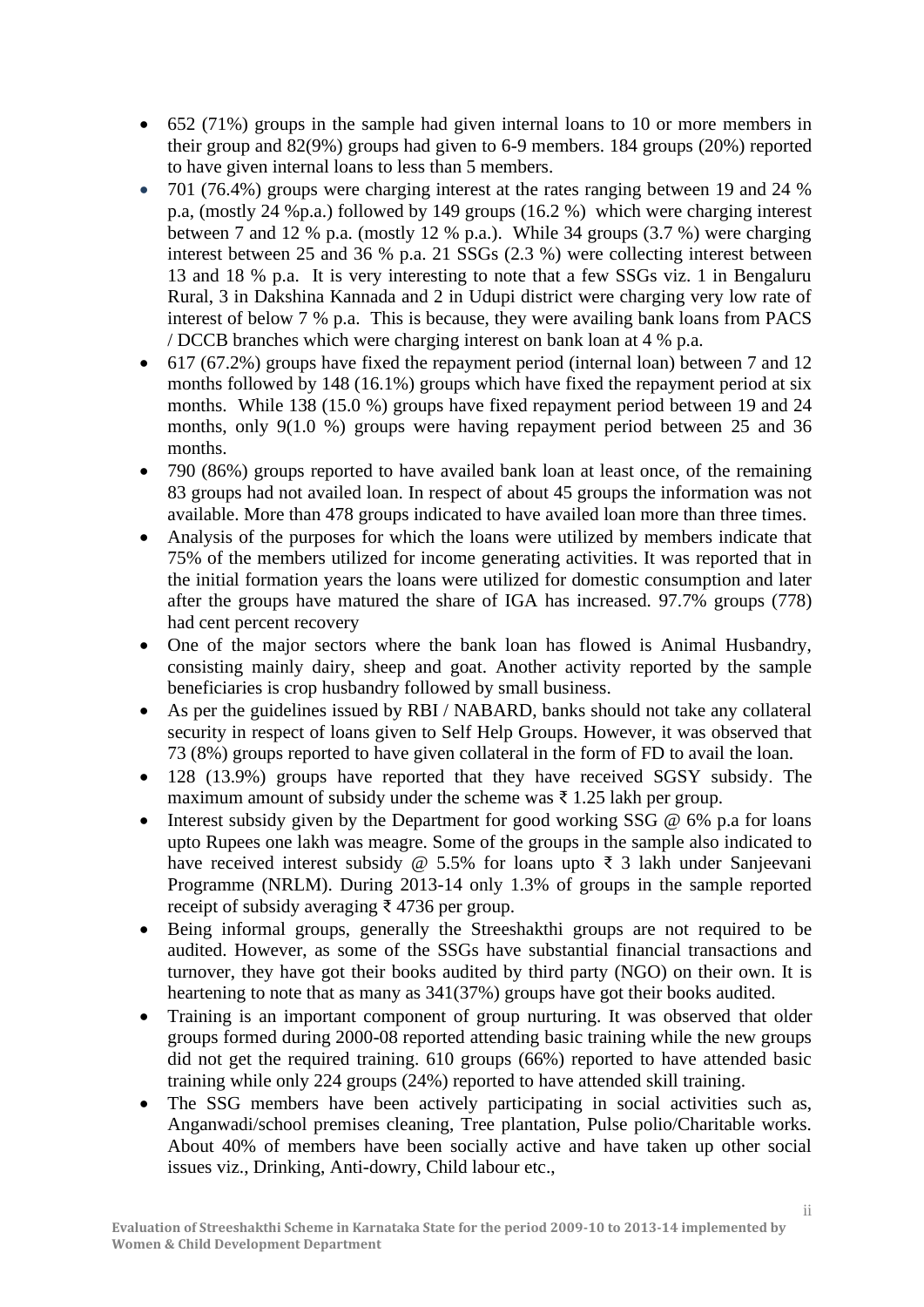- 652 (71%) groups in the sample had given internal loans to 10 or more members in their group and 82(9%) groups had given to 6-9 members. 184 groups (20%) reported to have given internal loans to less than 5 members.
- 701 (76.4%) groups were charging interest at the rates ranging between 19 and 24 % p.a, (mostly 24 %p.a.) followed by 149 groups (16.2 %) which were charging interest between 7 and 12 % p.a. (mostly 12 % p.a.). While 34 groups (3.7 %) were charging interest between 25 and 36 % p.a. 21 SSGs (2.3 %) were collecting interest between 13 and 18 % p.a. It is very interesting to note that a few SSGs viz. 1 in Bengaluru Rural, 3 in Dakshina Kannada and 2 in Udupi district were charging very low rate of interest of below 7 % p.a. This is because, they were availing bank loans from PACS / DCCB branches which were charging interest on bank loan at 4 % p.a.
- 617 (67.2%) groups have fixed the repayment period (internal loan) between 7 and 12 months followed by 148 (16.1%) groups which have fixed the repayment period at six months. While 138 (15.0 %) groups have fixed repayment period between 19 and 24 months, only 9(1.0 %) groups were having repayment period between 25 and 36 months.
- 790 (86%) groups reported to have availed bank loan at least once, of the remaining 83 groups had not availed loan. In respect of about 45 groups the information was not available. More than 478 groups indicated to have availed loan more than three times.
- Analysis of the purposes for which the loans were utilized by members indicate that 75% of the members utilized for income generating activities. It was reported that in the initial formation years the loans were utilized for domestic consumption and later after the groups have matured the share of IGA has increased. 97.7% groups (778) had cent percent recovery
- One of the major sectors where the bank loan has flowed is Animal Husbandry, consisting mainly dairy, sheep and goat. Another activity reported by the sample beneficiaries is crop husbandry followed by small business.
- As per the guidelines issued by RBI / NABARD, banks should not take any collateral security in respect of loans given to Self Help Groups. However, it was observed that 73 (8%) groups reported to have given collateral in the form of FD to avail the loan.
- 128 (13.9%) groups have reported that they have received SGSY subsidy. The maximum amount of subsidy under the scheme was ₹ 1.25 lakh per group.
- Interest subsidy given by the Department for good working SSG @ 6% p.a for loans upto Rupees one lakh was meagre. Some of the groups in the sample also indicated to have received interest subsidy @ 5.5% for loans upto ₹ 3 lakh under Sanjeevani Programme (NRLM). During 2013-14 only 1.3% of groups in the sample reported receipt of subsidy averaging ₹ 4736 per group.
- Being informal groups, generally the Streeshakthi groups are not required to be audited. However, as some of the SSGs have substantial financial transactions and turnover, they have got their books audited by third party (NGO) on their own. It is heartening to note that as many as 341(37%) groups have got their books audited.
- Training is an important component of group nurturing. It was observed that older groups formed during 2000-08 reported attending basic training while the new groups did not get the required training. 610 groups (66%) reported to have attended basic training while only 224 groups (24%) reported to have attended skill training.
- The SSG members have been actively participating in social activities such as, Anganwadi/school premises cleaning, Tree plantation, Pulse polio/Charitable works. About 40% of members have been socially active and have taken up other social issues viz., Drinking, Anti-dowry, Child labour etc.,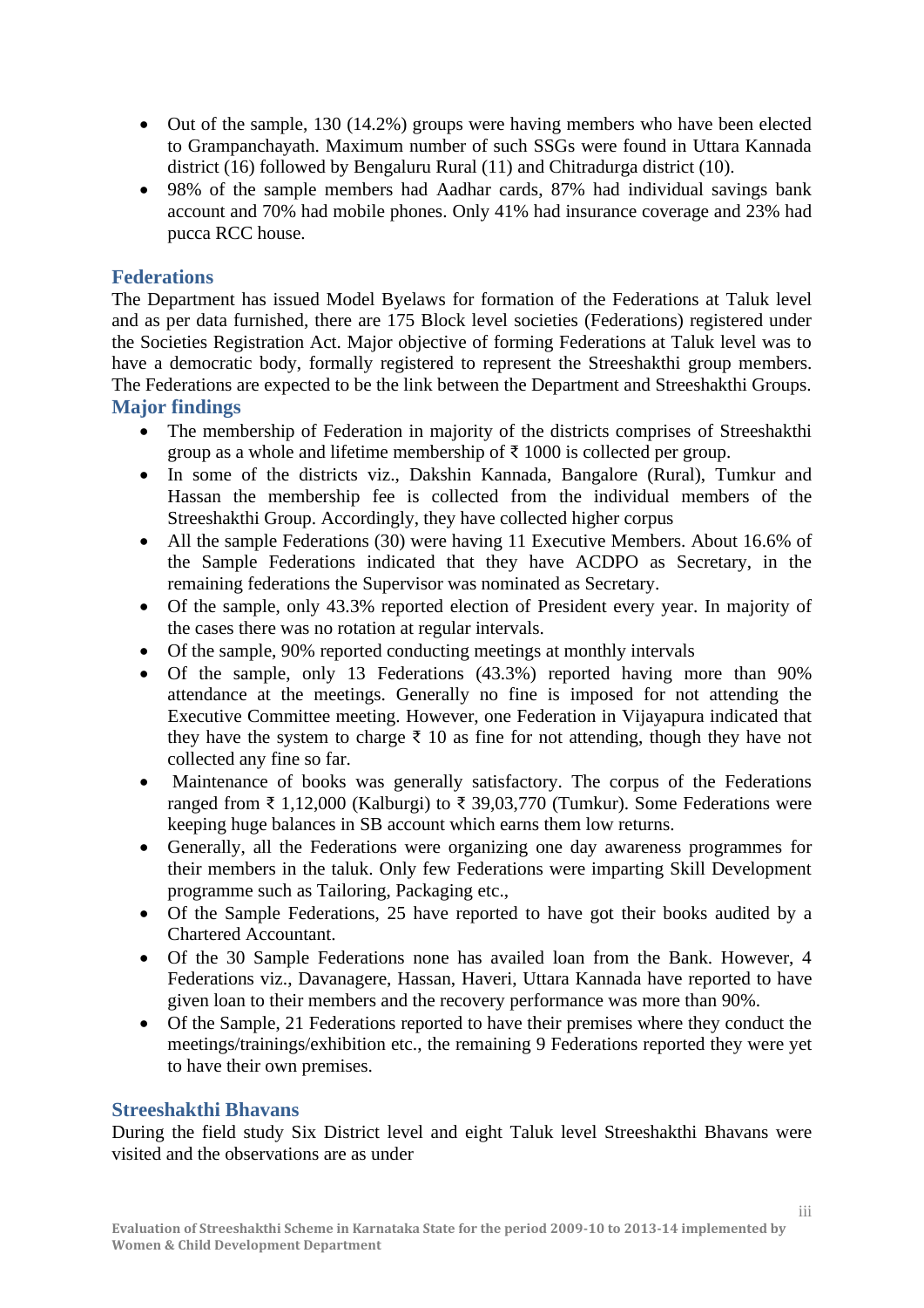- Out of the sample, 130 (14.2%) groups were having members who have been elected to Grampanchayath. Maximum number of such SSGs were found in Uttara Kannada district (16) followed by Bengaluru Rural (11) and Chitradurga district (10).
- 98% of the sample members had Aadhar cards, 87% had individual savings bank account and 70% had mobile phones. Only 41% had insurance coverage and 23% had pucca RCC house.

## Federations

The Department has issued Model Byelaws for formation of the Federations at Taluk level and as per data furnished, there are 175 Block level societies (Federations) registered under the Societies Registration Act. Major objective of forming Federations at Taluk level was to have a democratic body, formally registered to represent the Streeshakthi group members. The Federations are expected to be the link between the Department and Streeshakthi Groups.

## Major findings

- The membership of Federation in majority of the districts comprises of Streeshakthi group as a whole and lifetime membership of ₹ 1000 is collected per group.
- In some of the districts viz., Dakshin Kannada, Bangalore (Rural), Tumkur and Hassan the membership fee is collected from the individual members of the Streeshakthi Group. Accordingly, they have collected higher corpus
- All the sample Federations (30) were having 11 Executive Members. About 16.6% of the Sample Federations indicated that they have ACDPO as Secretary, in the remaining federations the Supervisor was nominated as Secretary.
- Of the sample, only 43.3% reported election of President every year. In majority of the cases there was no rotation at regular intervals.
- Of the sample, 90% reported conducting meetings at monthly intervals
- Of the sample, only 13 Federations (43.3%) reported having more than 90% attendance at the meetings. Generally no fine is imposed for not attending the Executive Committee meeting. However, one Federation in Vijayapura indicated that they have the system to charge ₹ 10 as fine for not attending, though they have not collected any fine so far.
- Maintenance of books was generally satisfactory. The corpus of the Federations ranged from ₹ 1,12,000 (Kalburgi) to ₹ 39,03,770 (Tumkur). Some Federations were keeping huge balances in SB account which earns them low returns.
- Generally, all the Federations were organizing one day awareness programmes for their members in the taluk. Only few Federations were imparting Skill Development programme such as Tailoring, Packaging etc.,
- Of the Sample Federations, 25 have reported to have got their books audited by a Chartered Accountant.
- Of the 30 Sample Federations none has availed loan from the Bank. However, 4 Federations viz., Davanagere, Hassan, Haveri, Uttara Kannada have reported to have given loan to their members and the recovery performance was more than 90%.
- Of the Sample, 21 Federations reported to have their premises where they conduct the meetings/trainings/exhibition etc., the remaining 9 Federations reported they were yet to have their own premises.

## Streeshakthi Bhavans

During the field study Six District level and eight Taluk level Streeshakthi Bhavans were visited and the observations are as under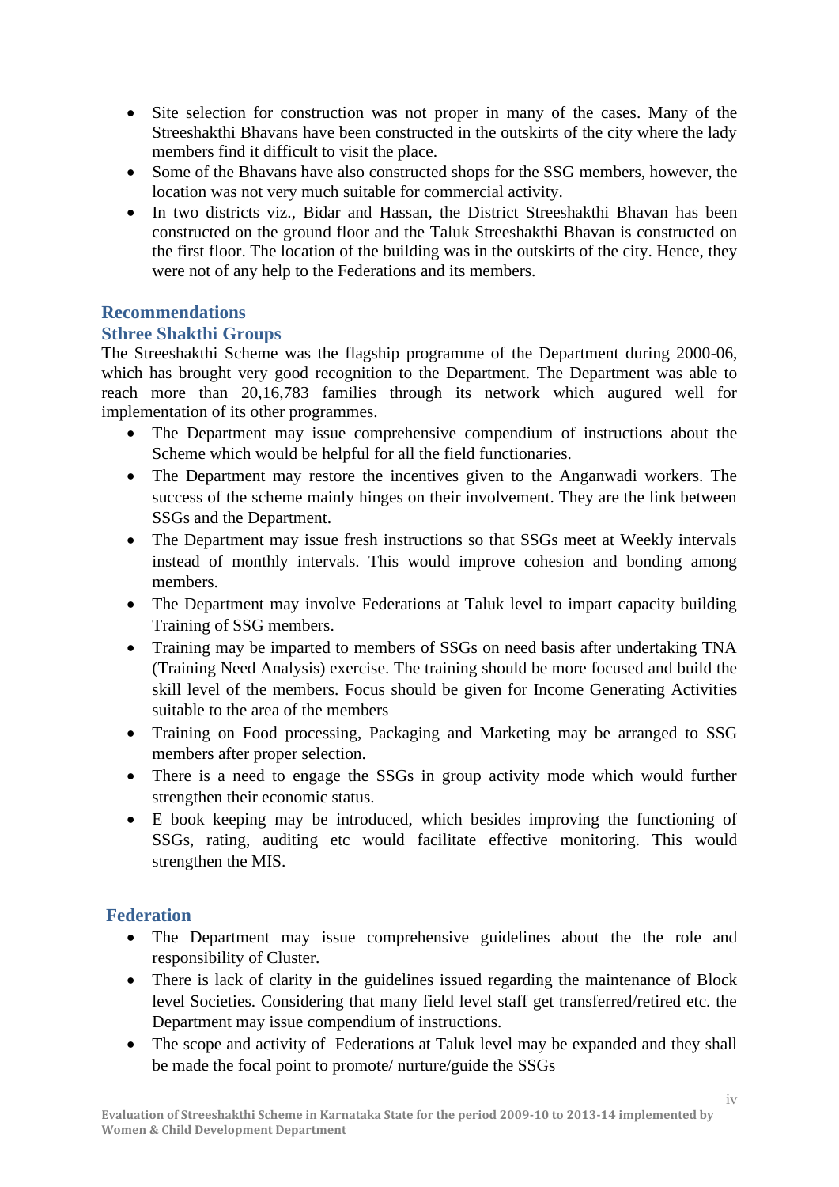- Site selection for construction was not proper in many of the cases. Many of the Streeshakthi Bhavans have been constructed in the outskirts of the city where the lady members find it difficult to visit the place.
- Some of the Bhavans have also constructed shops for the SSG members, however, the location was not very much suitable for commercial activity.
- In two districts viz., Bidar and Hassan, the District Streeshakthi Bhavan has been constructed on the ground floor and the Taluk Streeshakthi Bhavan is constructed on the first floor. The location of the building was in the outskirts of the city. Hence, they were not of any help to the Federations and its members.

## Recommendations

### Sthree Shakthi Groups

The Streeshakthi Scheme was the flagship programme of the Department during 2000-06, which has brought very good recognition to the Department. The Department was able to reach more than 20,16,783 families through its network which augured well for implementation of its other programmes.

- The Department may issue comprehensive compendium of instructions about the Scheme which would be helpful for all the field functionaries.
- The Department may restore the incentives given to the Anganwadi workers. The success of the scheme mainly hinges on their involvement. They are the link between SSGs and the Department.
- The Department may issue fresh instructions so that SSGs meet at Weekly intervals instead of monthly intervals. This would improve cohesion and bonding among members.
- The Department may involve Federations at Taluk level to impart capacity building Training of SSG members.
- Training may be imparted to members of SSGs on need basis after undertaking TNA (Training Need Analysis) exercise. The training should be more focused and build the skill level of the members. Focus should be given for Income Generating Activities suitable to the area of the members
- Training on Food processing, Packaging and Marketing may be arranged to SSG members after proper selection.
- There is a need to engage the SSGs in group activity mode which would further strengthen their economic status.
- E book keeping may be introduced, which besides improving the functioning of SSGs, rating, auditing etc would facilitate effective monitoring. This would strengthen the MIS.

### Federation

- The Department may issue comprehensive guidelines about the the role and responsibility of Cluster.
- There is lack of clarity in the guidelines issued regarding the maintenance of Block level Societies. Considering that many field level staff get transferred/retired etc. the Department may issue compendium of instructions.
- The scope and activity of Federations at Taluk level may be expanded and they shall be made the focal point to promote/ nurture/guide the SSGs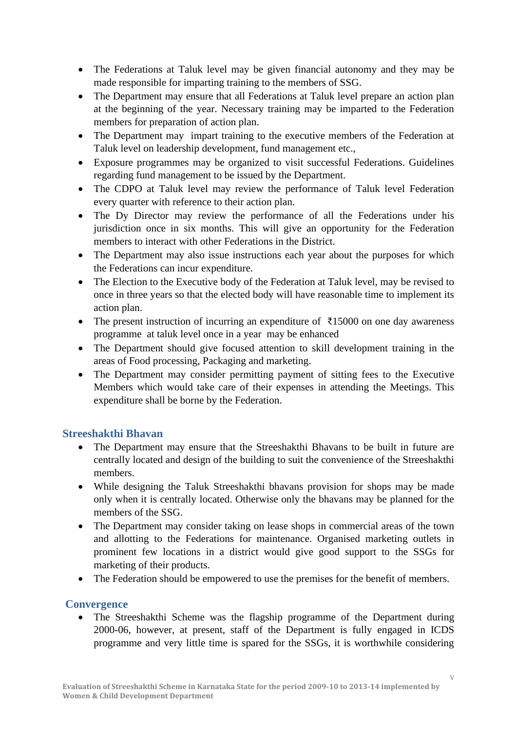- The Federations at Taluk level may be given financial autonomy and they may be made responsible for imparting training to the members of SSG.
- The Department may ensure that all Federations at Taluk level prepare an action plan at the beginning of the year. Necessary training may be imparted to the Federation members for preparation of action plan.
- The Department may impart training to the executive members of the Federation at Taluk level on leadership development, fund management etc.,
- Exposure programmes may be organized to visit successful Federations. Guidelines regarding fund management to be issued by the Department.
- The CDPO at Taluk level may review the performance of Taluk level Federation every quarter with reference to their action plan.
- The Dy Director may review the performance of all the Federations under his jurisdiction once in six months. This will give an opportunity for the Federation members to interact with other Federations in the District.
- The Department may also issue instructions each year about the purposes for which the Federations can incur expenditure.
- The Election to the Executive body of the Federation at Taluk level, may be revised to once in three years so that the elected body will have reasonable time to implement its action plan.
- The present instruction of incurring an expenditure of ₹15000 on one day awareness programme at taluk level once in a year may be enhanced
- The Department should give focused attention to skill development training in the areas of Food processing, Packaging and marketing.
- The Department may consider permitting payment of sitting fees to the Executive Members which would take care of their expenses in attending the Meetings. This expenditure shall be borne by the Federation.

### Streeshakthi Bhavan

- The Department may ensure that the Streeshakthi Bhavans to be built in future are centrally located and design of the building to suit the convenience of the Streeshakthi members.
- While designing the Taluk Streeshakthi bhavans provision for shops may be made only when it is centrally located. Otherwise only the bhavans may be planned for the members of the SSG.
- The Department may consider taking on lease shops in commercial areas of the town and allotting to the Federations for maintenance. Organised marketing outlets in prominent few locations in a district would give good support to the SSGs for marketing of their products.
- The Federation should be empowered to use the premises for the benefit of members.

### Convergence

- The Streeshakthi Scheme was the flagship programme of the Department during 2000-06, however, at present, staff of the Department is fully engaged in ICDS programme and very little time is spared for the SSGs, it is worthwhile considering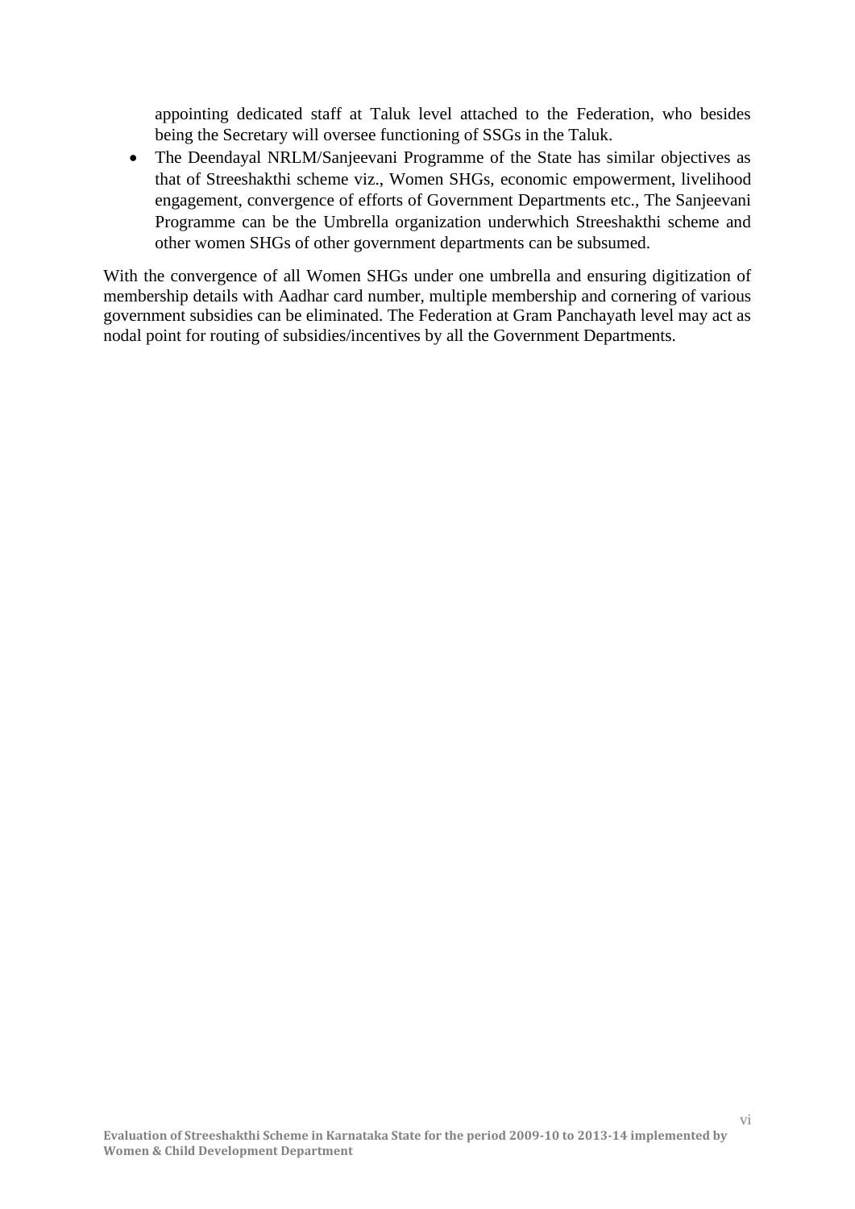appointing dedicated staff at Taluk level attached to the Federation, who besides being the Secretary will oversee functioning of SSGs in the Taluk.

- The Deendayal NRLM/Sanjeevani Programme of the State has similar objectives as that of Streeshakthi scheme viz., Women SHGs, economic empowerment, livelihood engagement, convergence of efforts of Government Departments etc., The Sanjeevani Programme can be the Umbrella organization underwhich Streeshakthi scheme and other women SHGs of other government departments can be subsumed.

With the convergence of all Women SHGs under one umbrella and ensuring digitization of membership details with Aadhar card number, multiple membership and cornering of various government subsidies can be eliminated. The Federation at Gram Panchayath level may act as nodal point for routing of subsidies/incentives by all the Government Departments.